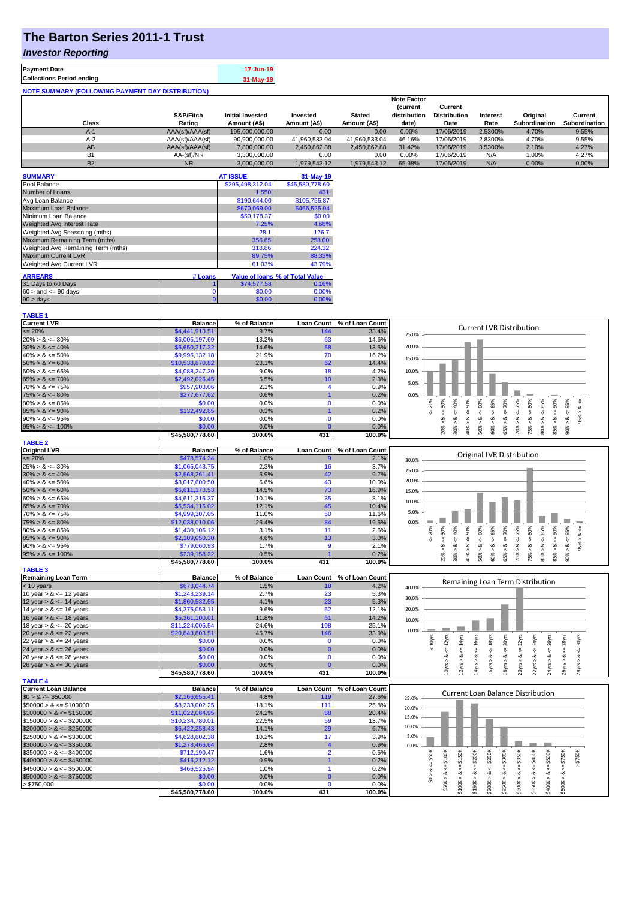# The Barton Series 2011-1 Trust

## *Investor Reporting*

| | |
|---|---|
| **Payment Date** | 17-Jun-19 |
| **Collections Period ending** | 31-May-19 |

**NOTE SUMMARY (FOLLOWING PAYMENT DAY DISTRIBUTION)**

| Class | S&P/Fitch Rating | Initial Invested Amount (A$) | Invested Amount (A$) | Stated Amount (A$) | Note Factor (current distribution date) | Current Distribution Date | Interest Rate | Original Subordination | Current Subordination |
|---|---|---|---|---|---|---|---|---|---|
| A-1 | AAA(sf)/AAA(sf) | 195,000,000.00 | 0.00 | 0.00 | 0.00% | 17/06/2019 | 2.5300% | 4.70% | 9.55% |
| A-2 | AAA(sf)/AAA(sf) | 90,900,000.00 | 41,960,533.04 | 41,960,533.04 | 46.16% | 17/06/2019 | 2.8300% | 4.70% | 9.55% |
| AB | AAA(sf)/AAA(sf) | 7,800,000.00 | 2,450,862.88 | 2,450,862.88 | 31.42% | 17/06/2019 | 3.5300% | 2.10% | 4.27% |
| B1 | AA-(sf)/NR | 3,300,000.00 | 0.00 | 0.00 | 0.00% | 17/06/2019 | N/A | 1.00% | 4.27% |
| B2 | NR | 3,000,000.00 | 1,979,543.12 | 1,979,543.12 | 65.98% | 17/06/2019 | N/A | 0.00% | 0.00% |

| SUMMARY | AT ISSUE | 31-May-19 |
|---|---|---|
| Pool Balance | $295,498,312.04 | $45,580,778.60 |
| Number of Loans | 1,550 | 431 |
| Avg Loan Balance | $190,644.00 | $105,755.87 |
| Maximum Loan Balance | $670,069.00 | $466,525.94 |
| Minimum Loan Balance | $50,178.37 | $0.00 |
| Weighted Avg Interest Rate | 7.25% | 4.68% |
| Weighted Avg Seasoning (mths) | 28.1 | 126.7 |
| Maximum Remaining Term (mths) | 356.65 | 258.00 |
| Weighted Avg Remaining Term (mths) | 318.86 | 224.32 |
| Maximum Current LVR | 89.75% | 88.33% |
| Weighted Avg Current LVR | 61.03% | 43.79% |

| ARREARS | # Loans | Value of loans | % of Total Value |
|---|---|---|---|
| 31 Days to 60 Days | 1 | $74,577.58 | 0.16% |
| $60 >$ and $<= 90$ days | 0 | $0.00 | 0.00% |
| $90 >$ days | 0 | $0.00 | 0.00% |

**TABLE 1**

| Current LVR | Balance | % of Balance | Loan Count | % of Loan Count |
|---|---|---|---|---|
| <= 20% | $4,441,913.51 | 9.7% | 144 | 33.4% |
| 20% > & <= 30% | $6,005,197.69 | 13.2% | 63 | 14.6% |
| 30% > & <= 40% | $6,650,317.32 | 14.6% | 58 | 13.5% |
| 40% > & <= 50% | $9,996,132.18 | 21.9% | 70 | 16.2% |
| 50% > & <= 60% | $10,538,870.82 | 23.1% | 62 | 14.4% |
| 60% > & <= 65% | $4,088,247.30 | 9.0% | 18 | 4.2% |
| 65% > & <= 70% | $2,492,026.45 | 5.5% | 10 | 2.3% |
| 70% > & <= 75% | $957,903.06 | 2.1% | 4 | 0.9% |
| 75% > & <= 80% | $277,677.62 | 0.6% | 1 | 0.2% |
| 80% > & <= 85% | $0.00 | 0.0% | 0 | 0.0% |
| 85% > & <= 90% | $132,492.65 | 0.3% | 1 | 0.2% |
| 90% > & <= 95% | $0.00 | 0.0% | 0 | 0.0% |
| 95% > & <= 100% | $0.00 | 0.0% | 0 | 0.0% |
| | $45,580,778.60 | 100.0% | 431 | 100.0% |

**TABLE 2**

| Original LVR | Balance | % of Balance | Loan Count | % of Loan Count |
|---|---|---|---|---|
| <= 20% | $478,574.34 | 1.0% | 9 | 2.1% |
| 25% > & <= 30% | $1,065,043.75 | 2.3% | 16 | 3.7% |
| 30% > & <= 40% | $2,668,261.41 | 5.9% | 42 | 9.7% |
| 40% > & <= 50% | $3,017,600.50 | 6.6% | 43 | 10.0% |
| 50% > & <= 60% | $6,611,173.53 | 14.5% | 73 | 16.9% |
| 60% > & <= 65% | $4,611,316.37 | 10.1% | 35 | 8.1% |
| 65% > & <= 70% | $5,534,116.02 | 12.1% | 45 | 10.4% |
| 70% > & <= 75% | $4,999,307.05 | 11.0% | 50 | 11.6% |
| 75% > & <= 80% | $12,038,010.06 | 26.4% | 84 | 19.5% |
| 80% > & <= 85% | $1,430,106.12 | 3.1% | 11 | 2.6% |
| 85% > & <= 90% | $2,109,050.30 | 4.6% | 13 | 3.0% |
| 90% > & <= 95% | $779,060.93 | 1.7% | 9 | 2.1% |
| 95% > & <= 100% | $239,158.22 | 0.5% | 1 | 0.2% |
| | $45,580,778.60 | 100.0% | 431 | 100.0% |

**TABLE 3**

| Remaining Loan Term | Balance | % of Balance | Loan Count | % of Loan Count |
|---|---|---|---|---|
| < 10 years | $673,044.74 | 1.5% | 18 | 4.2% |
| 10 year > & <= 12 years | $1,243,239.14 | 2.7% | 23 | 5.3% |
| 12 year > & <= 14 years | $1,860,532.55 | 4.1% | 23 | 5.3% |
| 14 year > & <= 16 years | $4,375,053.11 | 9.6% | 52 | 12.1% |
| 16 year > & <= 18 years | $5,361,100.01 | 11.8% | 61 | 14.2% |
| 18 year > & <= 20 years | $11,224,005.54 | 24.6% | 108 | 25.1% |
| 20 year > & <= 22 years | $20,843,803.51 | 45.7% | 146 | 33.9% |
| 22 year > & <= 24 years | $0.00 | 0.0% | 0 | 0.0% |
| 24 year > & <= 26 years | $0.00 | 0.0% | 0 | 0.0% |
| 26 year > & <= 28 years | $0.00 | 0.0% | 0 | 0.0% |
| 28 year > & <= 30 years | $0.00 | 0.0% | 0 | 0.0% |
| | $45,580,778.60 | 100.0% | 431 | 100.0% |

**TABLE 4**

| Current Loan Balance | Balance | % of Balance | Loan Count | % of Loan Count |
|---|---|---|---|---|
| $0 > & <= $50000 | $2,166,655.41 | 4.8% | 119 | 27.6% |
| $50000 > & <= $100000 | $8,233,002.25 | 18.1% | 111 | 25.8% |
| $100000 > & <= $150000 | $11,022,084.95 | 24.2% | 88 | 20.4% |
| $150000 > & <= $200000 | $10,234,780.01 | 22.5% | 59 | 13.7% |
| $200000 > & <= $250000 | $6,422,258.43 | 14.1% | 29 | 6.7% |
| $250000 > & <= $300000 | $4,628,602.38 | 10.2% | 17 | 3.9% |
| $300000 > & <= $350000 | $1,278,466.64 | 2.8% | 4 | 0.9% |
| $350000 > & <= $400000 | $712,190.47 | 1.6% | 2 | 0.5% |
| $400000 > & <= $450000 | $416,212.12 | 0.9% | 1 | 0.2% |
| $450000 > & <= $500000 | $466,525.94 | 1.0% | 1 | 0.2% |
| $500000 > & <= $750000 | $0.00 | 0.0% | 0 | 0.0% |
| > $750,000 | $0.00 | 0.0% | 0 | 0.0% |
| | $45,580,778.60 | 100.0% | 431 | 100.0% |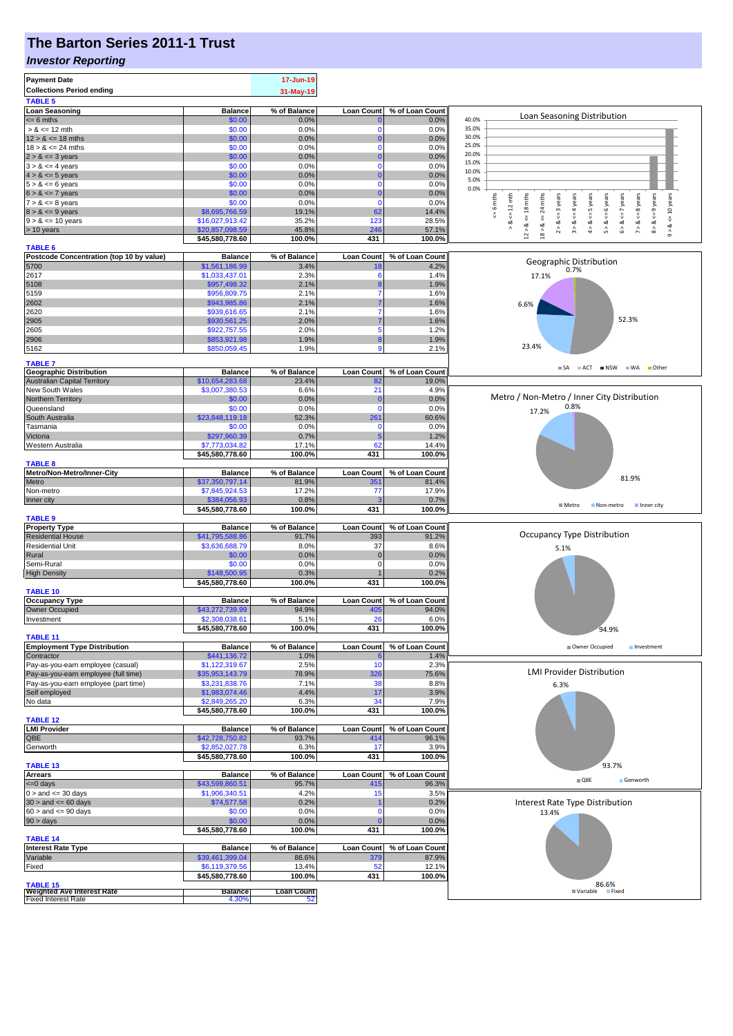# The Barton Series 2011-1 Trust

## *Investor Reporting*

| | |
|---|---|
| **Payment Date** | 17-Jun-19 |
| **Collections Period ending** | 31-May-19 |

**TABLE 5**

| Loan Seasoning | Balance | % of Balance | Loan Count | % of Loan Count |
|---|---|---|---|---|
| <= 6 mths | $0.00 | 0.0% | 0 | 0.0% |
| > & <= 12 mth | $0.00 | 0.0% | 0 | 0.0% |
| 12 > & <= 18 mths | $0.00 | 0.0% | 0 | 0.0% |
| 18 > & <= 24 mths | $0.00 | 0.0% | 0 | 0.0% |
| 2 > & <= 3 years | $0.00 | 0.0% | 0 | 0.0% |
| 3 > & <= 4 years | $0.00 | 0.0% | 0 | 0.0% |
| 4 > & <= 5 years | $0.00 | 0.0% | 0 | 0.0% |
| 5 > & <= 6 years | $0.00 | 0.0% | 0 | 0.0% |
| 6 > & <= 7 years | $0.00 | 0.0% | 0 | 0.0% |
| 7 > & <= 8 years | $0.00 | 0.0% | 0 | 0.0% |
| 8 > & <= 9 years | $8,695,766.59 | 19.1% | 62 | 14.4% |
| 9 > & <= 10 years | $16,027,913.42 | 35.2% | 123 | 28.5% |
| > 10 years | $20,857,098.59 | 45.8% | 246 | 57.1% |
| | **$45,580,778.60** | **100.0%** | **431** | **100.0%** |

**TABLE 6**

| Postcode Concentration (top 10 by value) | Balance | % of Balance | Loan Count | % of Loan Count |
|---|---|---|---|---|
| 5700 | $1,561,186.99 | 3.4% | 18 | 4.2% |
| 2617 | $1,033,437.01 | 2.3% | 6 | 1.4% |
| 5108 | $957,498.32 | 2.1% | 8 | 1.9% |
| 5159 | $956,809.75 | 2.1% | 7 | 1.6% |
| 2602 | $943,985.86 | 2.1% | 7 | 1.6% |
| 2620 | $939,616.65 | 2.1% | 7 | 1.6% |
| 2905 | $930,561.25 | 2.0% | 7 | 1.6% |
| 2605 | $922,757.55 | 2.0% | 5 | 1.2% |
| 2906 | $853,921.98 | 1.9% | 8 | 1.9% |
| 5162 | $850,059.45 | 1.9% | 9 | 2.1% |

**TABLE 7**

| Geographic Distribution | Balance | % of Balance | Loan Count | % of Loan Count |
|---|---|---|---|---|
| Australian Capital Territory | $10,654,283.68 | 23.4% | 82 | 19.0% |
| New South Wales | $3,007,380.53 | 6.6% | 21 | 4.9% |
| Northern Territory | $0.00 | 0.0% | 0 | 0.0% |
| Queensland | $0.00 | 0.0% | 0 | 0.0% |
| South Australia | $23,848,119.18 | 52.3% | 261 | 60.6% |
| Tasmania | $0.00 | 0.0% | 0 | 0.0% |
| Victoria | $297,960.39 | 0.7% | 5 | 1.2% |
| Western Australia | $7,773,034.82 | 17.1% | 62 | 14.4% |
| | **$45,580,778.60** | **100.0%** | **431** | **100.0%** |

**TABLE 8**

| Metro/Non-Metro/Inner-City | Balance | % of Balance | Loan Count | % of Loan Count |
|---|---|---|---|---|
| Metro | $37,350,797.14 | 81.9% | 351 | 81.4% |
| Non-metro | $7,845,924.53 | 17.2% | 77 | 17.9% |
| Inner city | $384,056.93 | 0.8% | 3 | 0.7% |
| | **$45,580,778.60** | **100.0%** | **431** | **100.0%** |

**TABLE 9**

| Property Type | Balance | % of Balance | Loan Count | % of Loan Count |
|---|---|---|---|---|
| Residential House | $41,795,588.86 | 91.7% | 393 | 91.2% |
| Residential Unit | $3,636,688.79 | 8.0% | 37 | 8.6% |
| Rural | $0.00 | 0.0% | 0 | 0.0% |
| Semi-Rural | $0.00 | 0.0% | 0 | 0.0% |
| High Density | $148,500.95 | 0.3% | 1 | 0.2% |
| | **$45,580,778.60** | **100.0%** | **431** | **100.0%** |

**TABLE 10**

| Occupancy Type | Balance | % of Balance | Loan Count | % of Loan Count |
|---|---|---|---|---|
| Owner Occupied | $43,272,739.99 | 94.9% | 405 | 94.0% |
| Investment | $2,308,038.61 | 5.1% | 26 | 6.0% |
| | **$45,580,778.60** | **100.0%** | **431** | **100.0%** |

**TABLE 11**

| Employment Type Distribution | Balance | % of Balance | Loan Count | % of Loan Count |
|---|---|---|---|---|
| Contractor | $441,136.72 | 1.0% | 6 | 1.4% |
| Pay-as-you-earn employee (casual) | $1,122,319.67 | 2.5% | 10 | 2.3% |
| Pay-as-you-earn employee (full time) | $35,953,143.79 | 78.9% | 326 | 75.6% |
| Pay-as-you-earn employee (part time) | $3,231,838.76 | 7.1% | 38 | 8.8% |
| Self employed | $1,983,074.46 | 4.4% | 17 | 3.9% |
| No data | $2,849,265.20 | 6.3% | 34 | 7.9% |
| | **$45,580,778.60** | **100.0%** | **431** | **100.0%** |

**TABLE 12**

| LMI Provider | Balance | % of Balance | Loan Count | % of Loan Count |
|---|---|---|---|---|
| QBE | $42,728,750.82 | 93.7% | 414 | 96.1% |
| Genworth | $2,852,027.78 | 6.3% | 17 | 3.9% |
| | **$45,580,778.60** | **100.0%** | **431** | **100.0%** |

**TABLE 13**

| Arrears | Balance | % of Balance | Loan Count | % of Loan Count |
|---|---|---|---|---|
| <=0 days | $43,599,860.51 | 95.7% | 415 | 96.3% |
| 0 > and <= 30 days | $1,906,340.51 | 4.2% | 15 | 3.5% |
| 30 > and <= 60 days | $74,577.58 | 0.2% | 1 | 0.2% |
| 60 > and <= 90 days | $0.00 | 0.0% | 0 | 0.0% |
| 90 > days | $0.00 | 0.0% | 0 | 0.0% |
| | **$45,580,778.60** | **100.0%** | **431** | **100.0%** |

**TABLE 14**

| Interest Rate Type | Balance | % of Balance | Loan Count | % of Loan Count |
|---|---|---|---|---|
| Variable | $39,461,399.04 | 86.6% | 379 | 87.9% |
| Fixed | $6,119,379.56 | 13.4% | 52 | 12.1% |
| | **$45,580,778.60** | **100.0%** | **431** | **100.0%** |

**TABLE 15**

| Weighted Ave Interest Rate | Balance | Loan Count |
|---|---|---|
| Fixed Interest Rate | 4.30% | 52 |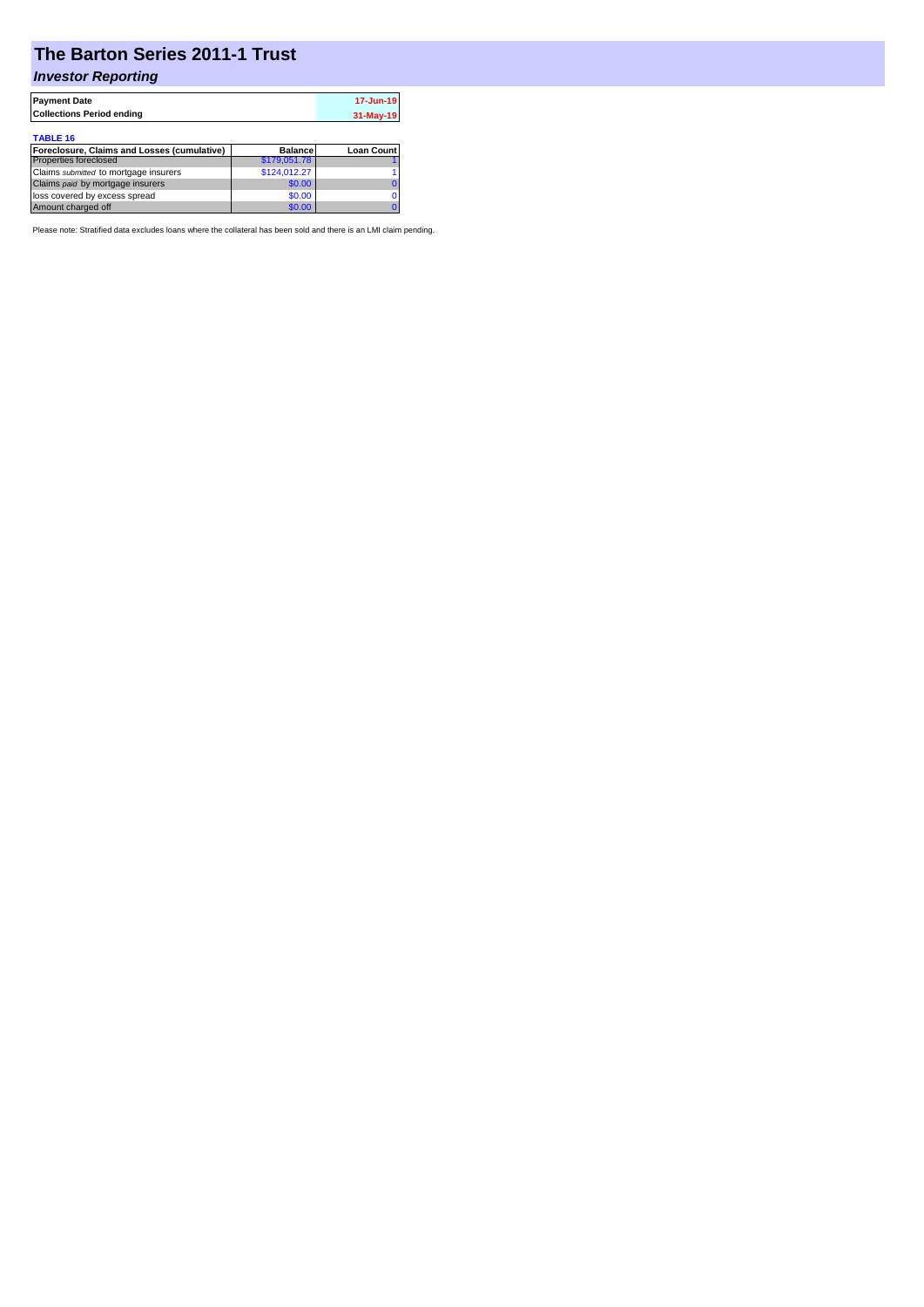# The Barton Series 2011-1 Trust

## *Investor Reporting*

| | |
|---|---|
| **Payment Date** | 17-Jun-19 |
| **Collections Period ending** | 31-May-19 |

**TABLE 16**

| Foreclosure, Claims and Losses (cumulative) | Balance | Loan Count |
|---|---|---|
| Properties foreclosed | $179,051.78 | 1 |
| Claims *submitted* to mortgage insurers | $124,012.27 | 1 |
| Claims *paid* by mortgage insurers | $0.00 | 0 |
| loss covered by excess spread | $0.00 | 0 |
| Amount charged off | $0.00 | 0 |

Please note: Stratified data excludes loans where the collateral has been sold and there is an LMI claim pending.